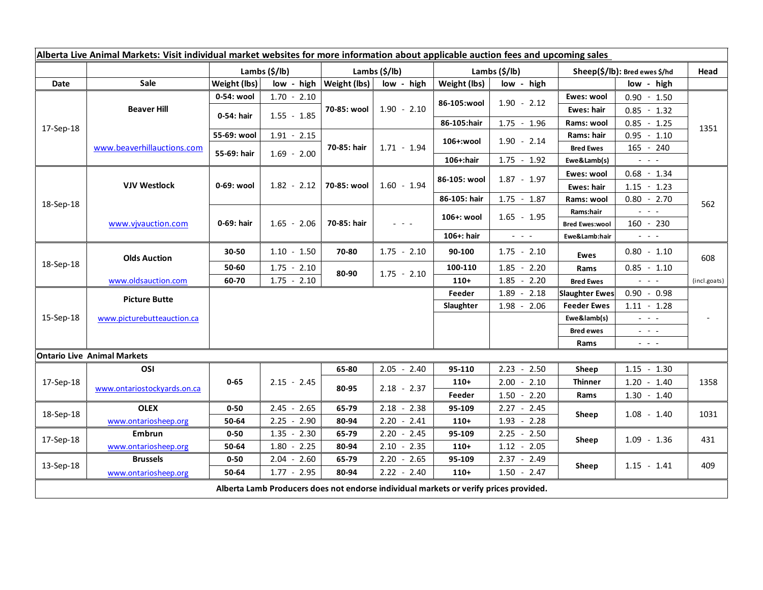| Alberta Live Animal Markets: Visit individual market websites for more information about applicable auction fees and upcoming sales | | | | | | | | | | |
|---|---|---|---|---|---|---|---|---|---|---|
| | | Lambs ($/lb) | | Lambs ($/lb) | | Lambs ($/lb) | | Sheep($/lb): Bred ewes $/hd | | Head |
| Date | Sale | Weight (lbs) | low - high | Weight (lbs) | low - high | Weight (lbs) | low - high | | low - high | |
| 17-Sep-18 | Beaver Hill | 0-54: wool | 1.70 - 2.10 | 70-85: wool | 1.90 - 2.10 | 86-105:wool | 1.90 - 2.12 | Ewes: wool | 0.90 - 1.50 | 1351 |
| | | 0-54: hair | 1.55 - 1.85 | | | | | Ewes: hair | 0.85 - 1.32 | |
| | | | | | | 86-105:hair | 1.75 - 1.96 | Rams: wool | 0.85 - 1.25 | |
| | | 55-69: wool | 1.91 - 2.15 | 70-85: hair | 1.71 - 1.94 | 106+:wool | 1.90 - 2.14 | Rams: hair | 0.95 - 1.10 | |
| | www.beaverhillauctions.com | 55-69: hair | 1.69 - 2.00 | | | | | Bred Ewes | 165 - 240 | |
| | | | | | | 106+:hair | 1.75 - 1.92 | Ewe&Lamb(s) | - - - | |
| 18-Sep-18 | VJV Westlock | 0-69: wool | 1.82 - 2.12 | 70-85: wool | 1.60 - 1.94 | 86-105: wool | 1.87 - 1.97 | Ewes: wool | 0.68 - 1.34 | 562 |
| | | | | | | | | Ewes: hair | 1.15 - 1.23 | |
| | | | | | | 86-105: hair | 1.75 - 1.87 | Rams: wool | 0.80 - 2.70 | |
| | | 0-69: hair | 1.65 - 2.06 | 70-85: hair | - - - | 106+: wool | 1.65 - 1.95 | Rams:hair | - - - | |
| | www.vjvauction.com | | | | | | | Bred Ewes:wool | 160 - 230 | |
| | | | | | | 106+: hair | - - - | Ewe&Lamb:hair | - - - | |
| 18-Sep-18 | Olds Auction | 30-50 | 1.10 - 1.50 | 70-80 | 1.75 - 2.10 | 90-100 | 1.75 - 2.10 | Ewes | 0.80 - 1.10 | 608 |
| | | 50-60 | 1.75 - 2.10 | 80-90 | 1.75 - 2.10 | 100-110 | 1.85 - 2.20 | Rams | 0.85 - 1.10 | |
| | www.oldsauction.com | 60-70 | 1.75 - 2.10 | | | 110+ | 1.85 - 2.20 | Bred Ewes | - - - | (incl.goats) |
| 15-Sep-18 | Picture Butte | | | | | Feeder | 1.89 - 2.18 | Slaughter Ewes | 0.90 - 0.98 | - |
| | www.picturebutteauction.ca | | | | | Slaughter | 1.98 - 2.06 | Feeder Ewes | 1.11 - 1.28 | |
| | | | | | | | | Ewe&lamb(s) | - - - | |
| | | | | | | | | Bred ewes | - - - | |
| | | | | | | | | Rams | - - - | |
| Ontario Live Animal Markets | | | | | | | | | | |
| 17-Sep-18 | OSI | 0-65 | 2.15 - 2.45 | 65-80 | 2.05 - 2.40 | 95-110 | 2.23 - 2.50 | Sheep | 1.15 - 1.30 | 1358 |
| | www.ontariostockyards.on.ca | | | 80-95 | 2.18 - 2.37 | 110+ | 2.00 - 2.10 | Thinner | 1.20 - 1.40 | |
| | | | | | | Feeder | 1.50 - 2.20 | Rams | 1.30 - 1.40 | |
| 18-Sep-18 | OLEX | 0-50 | 2.45 - 2.65 | 65-79 | 2.18 - 2.38 | 95-109 | 2.27 - 2.45 | Sheep | 1.08 - 1.40 | 1031 |
| | www.ontariosheep.org | 50-64 | 2.25 - 2.90 | 80-94 | 2.20 - 2.41 | 110+ | 1.93 - 2.28 | | | |
| 17-Sep-18 | Embrun | 0-50 | 1.35 - 2.30 | 65-79 | 2.20 - 2.45 | 95-109 | 2.25 - 2.50 | Sheep | 1.09 - 1.36 | 431 |
| | www.ontariosheep.org | 50-64 | 1.80 - 2.25 | 80-94 | 2.10 - 2.35 | 110+ | 1.12 - 2.05 | | | |
| 13-Sep-18 | Brussels | 0-50 | 2.04 - 2.60 | 65-79 | 2.20 - 2.65 | 95-109 | 2.37 - 2.49 | Sheep | 1.15 - 1.41 | 409 |
| | www.ontariosheep.org | 50-64 | 1.77 - 2.95 | 80-94 | 2.22 - 2.40 | 110+ | 1.50 - 2.47 | | | |

**Alberta Lamb Producers does not endorse individual markets or verify prices provided.**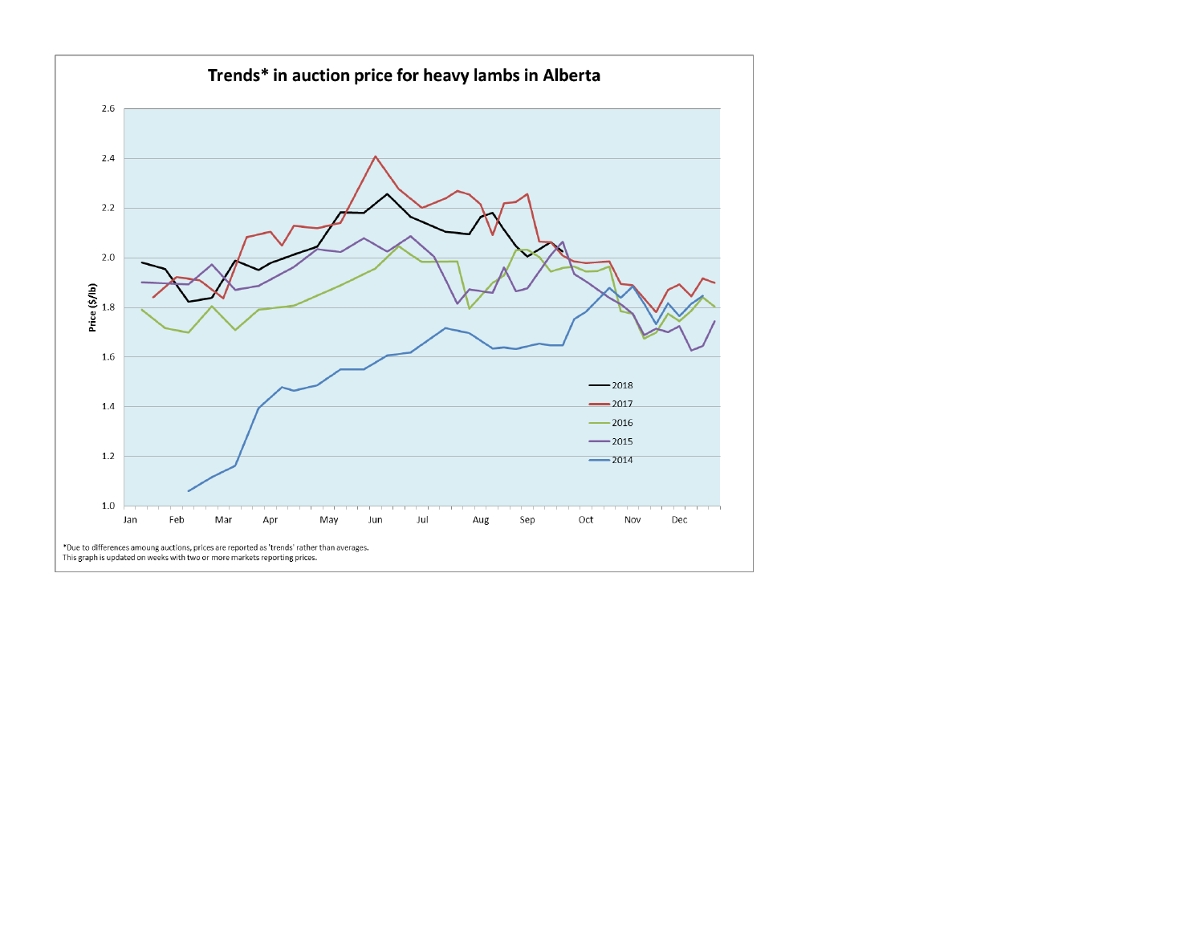## Trends* in auction price for heavy lambs in Alberta

Price ($/lb)

2.6
2.4
2.2
2.0
1.8
1.6
1.4
1.2
1.0

Jan Feb Mar Apr May Jun Jul Aug Sep Oct Nov Dec

2018
2017
2016
2015
2014

*Due to differences amoung auctions, prices are reported as 'trends' rather than averages.
This graph is updated on weeks with two or more markets reporting prices.